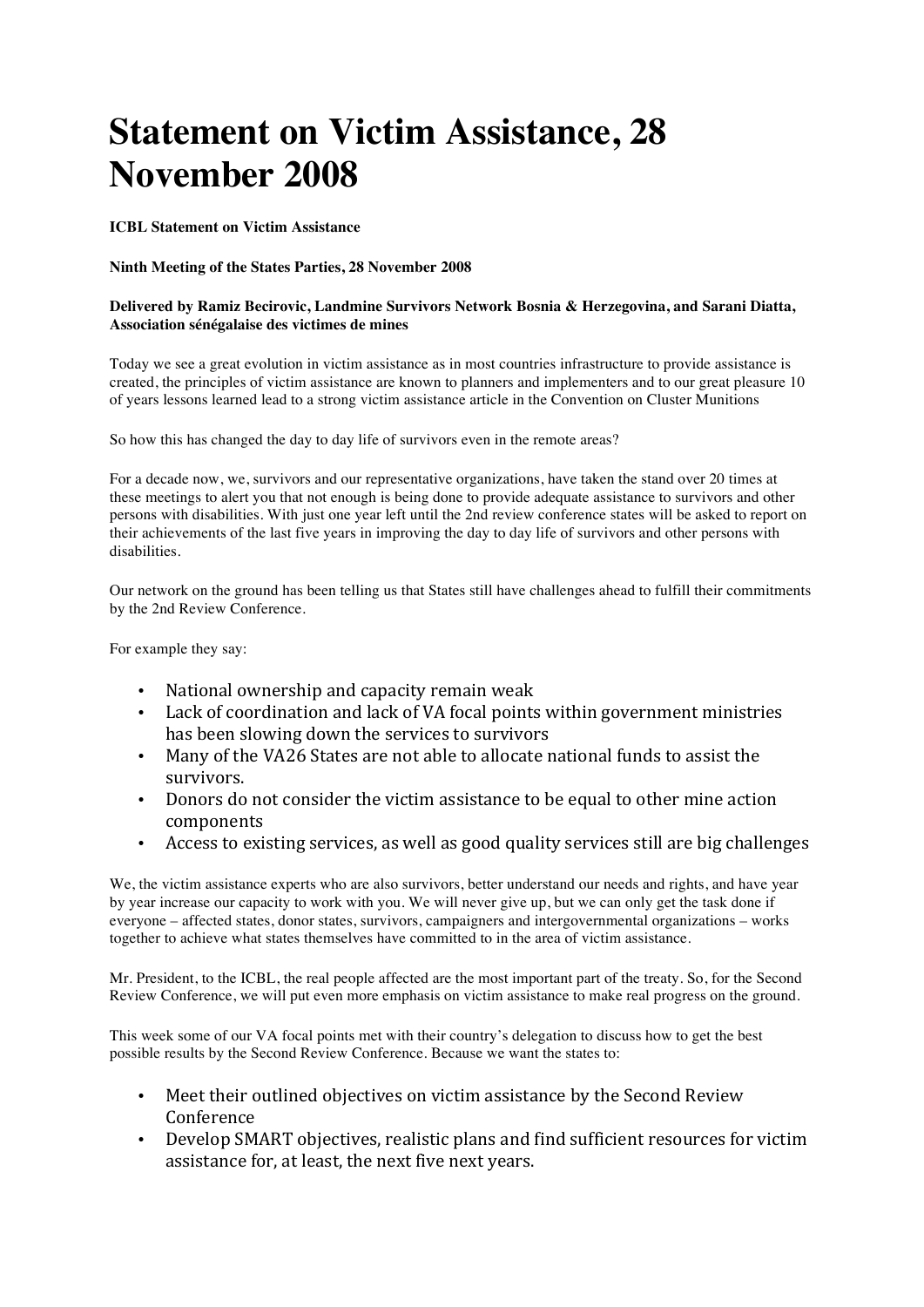# Statement on Victim Assistance, 28 November 2008

**ICBL Statement on Victim Assistance**

**Ninth Meeting of the States Parties, 28 November 2008**

**Delivered by Ramiz Becirovic, Landmine Survivors Network Bosnia & Herzegovina, and Sarani Diatta, Association sénégalaise des victimes de mines**

Today we see a great evolution in victim assistance as in most countries infrastructure to provide assistance is created, the principles of victim assistance are known to planners and implementers and to our great pleasure 10 of years lessons learned lead to a strong victim assistance article in the Convention on Cluster Munitions

So how this has changed the day to day life of survivors even in the remote areas?

For a decade now, we, survivors and our representative organizations, have taken the stand over 20 times at these meetings to alert you that not enough is being done to provide adequate assistance to survivors and other persons with disabilities. With just one year left until the 2nd review conference states will be asked to report on their achievements of the last five years in improving the day to day life of survivors and other persons with disabilities.

Our network on the ground has been telling us that States still have challenges ahead to fulfill their commitments by the 2nd Review Conference.

For example they say:

- National ownership and capacity remain weak
- Lack of coordination and lack of VA focal points within government ministries has been slowing down the services to survivors
- Many of the VA26 States are not able to allocate national funds to assist the survivors.
- Donors do not consider the victim assistance to be equal to other mine action components
- Access to existing services, as well as good quality services still are big challenges

We, the victim assistance experts who are also survivors, better understand our needs and rights, and have year by year increase our capacity to work with you. We will never give up, but we can only get the task done if everyone – affected states, donor states, survivors, campaigners and intergovernmental organizations – works together to achieve what states themselves have committed to in the area of victim assistance.

Mr. President, to the ICBL, the real people affected are the most important part of the treaty. So, for the Second Review Conference, we will put even more emphasis on victim assistance to make real progress on the ground.

This week some of our VA focal points met with their country's delegation to discuss how to get the best possible results by the Second Review Conference. Because we want the states to:

- Meet their outlined objectives on victim assistance by the Second Review Conference
- Develop SMART objectives, realistic plans and find sufficient resources for victim assistance for, at least, the next five next years.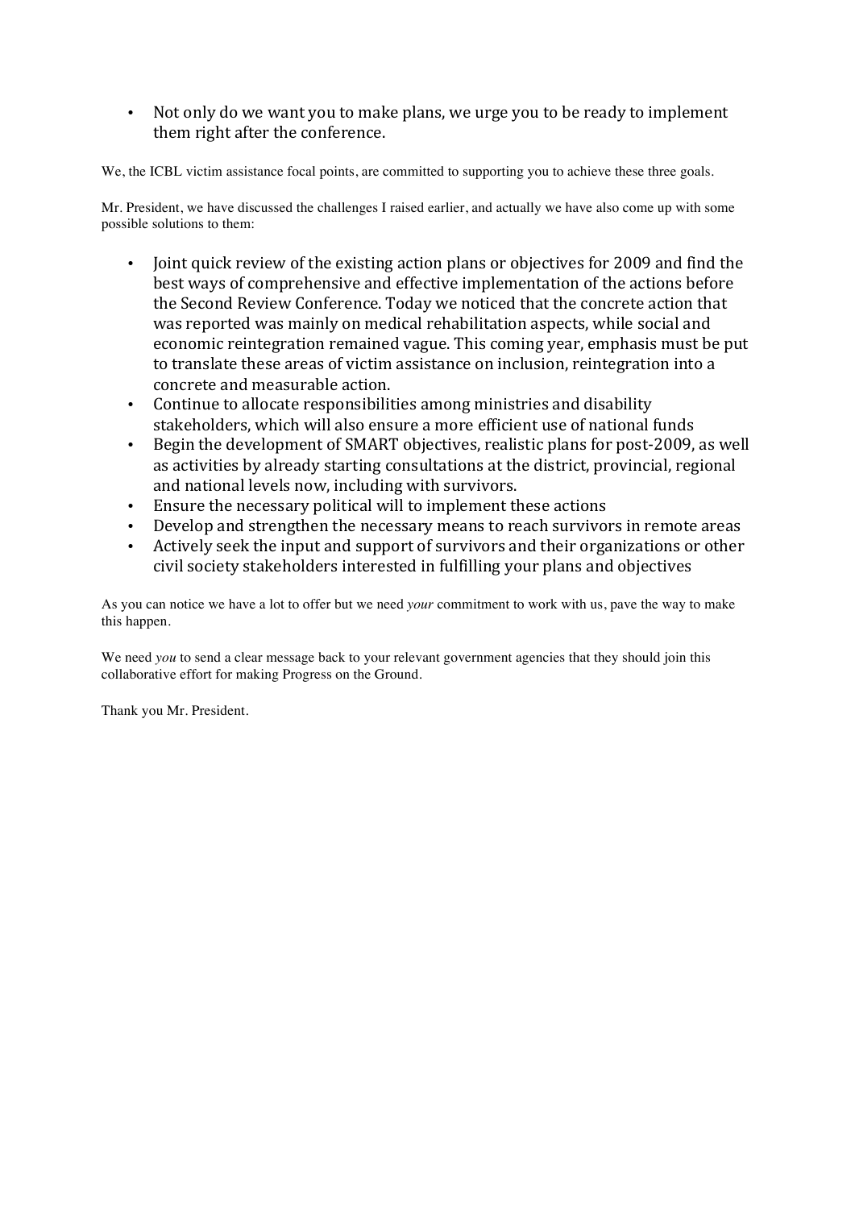- Not only do we want you to make plans, we urge you to be ready to implement them right after the conference.

We, the ICBL victim assistance focal points, are committed to supporting you to achieve these three goals.

Mr. President, we have discussed the challenges I raised earlier, and actually we have also come up with some possible solutions to them:

- Joint quick review of the existing action plans or objectives for 2009 and find the best ways of comprehensive and effective implementation of the actions before the Second Review Conference. Today we noticed that the concrete action that was reported was mainly on medical rehabilitation aspects, while social and economic reintegration remained vague. This coming year, emphasis must be put to translate these areas of victim assistance on inclusion, reintegration into a concrete and measurable action.
- Continue to allocate responsibilities among ministries and disability stakeholders, which will also ensure a more efficient use of national funds
- Begin the development of SMART objectives, realistic plans for post-2009, as well as activities by already starting consultations at the district, provincial, regional and national levels now, including with survivors.
- Ensure the necessary political will to implement these actions
- Develop and strengthen the necessary means to reach survivors in remote areas
- Actively seek the input and support of survivors and their organizations or other civil society stakeholders interested in fulfilling your plans and objectives

As you can notice we have a lot to offer but we need *your* commitment to work with us, pave the way to make this happen.

We need *you* to send a clear message back to your relevant government agencies that they should join this collaborative effort for making Progress on the Ground.

Thank you Mr. President.